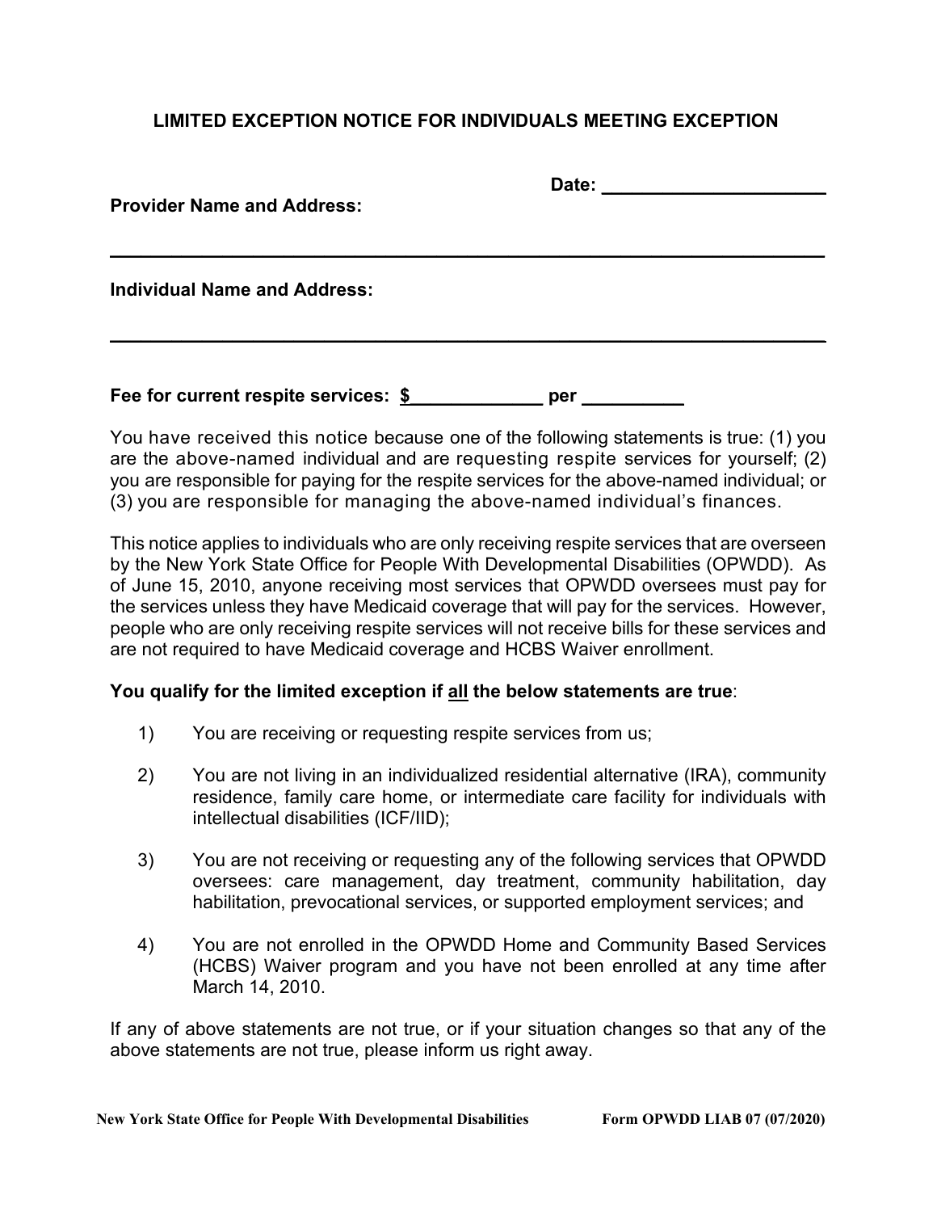# LIMITED EXCEPTION NOTICE FOR INDIVIDUALS MEETING EXCEPTION

**Date:** ______________________

**Provider Name and Address:**

______________________________________________________________________

**Individual Name and Address:**

______________________________________________________________________

**Fee for current respite services: $_____________ per __________**

You have received this notice because one of the following statements is true: (1) you are the above-named individual and are requesting respite services for yourself; (2) you are responsible for paying for the respite services for the above-named individual; or (3) you are responsible for managing the above-named individual's finances.

This notice applies to individuals who are only receiving respite services that are overseen by the New York State Office for People With Developmental Disabilities (OPWDD). As of June 15, 2010, anyone receiving most services that OPWDD oversees must pay for the services unless they have Medicaid coverage that will pay for the services. However, people who are only receiving respite services will not receive bills for these services and are not required to have Medicaid coverage and HCBS Waiver enrollment.

**You qualify for the limited exception if all the below statements are true**:

1) You are receiving or requesting respite services from us;

2) You are not living in an individualized residential alternative (IRA), community residence, family care home, or intermediate care facility for individuals with intellectual disabilities (ICF/IID);

3) You are not receiving or requesting any of the following services that OPWDD oversees: care management, day treatment, community habilitation, day habilitation, prevocational services, or supported employment services; and

4) You are not enrolled in the OPWDD Home and Community Based Services (HCBS) Waiver program and you have not been enrolled at any time after March 14, 2010.

If any of above statements are not true, or if your situation changes so that any of the above statements are not true, please inform us right away.

**New York State Office for People With Developmental Disabilities** **Form OPWDD LIAB 07 (07/2020)**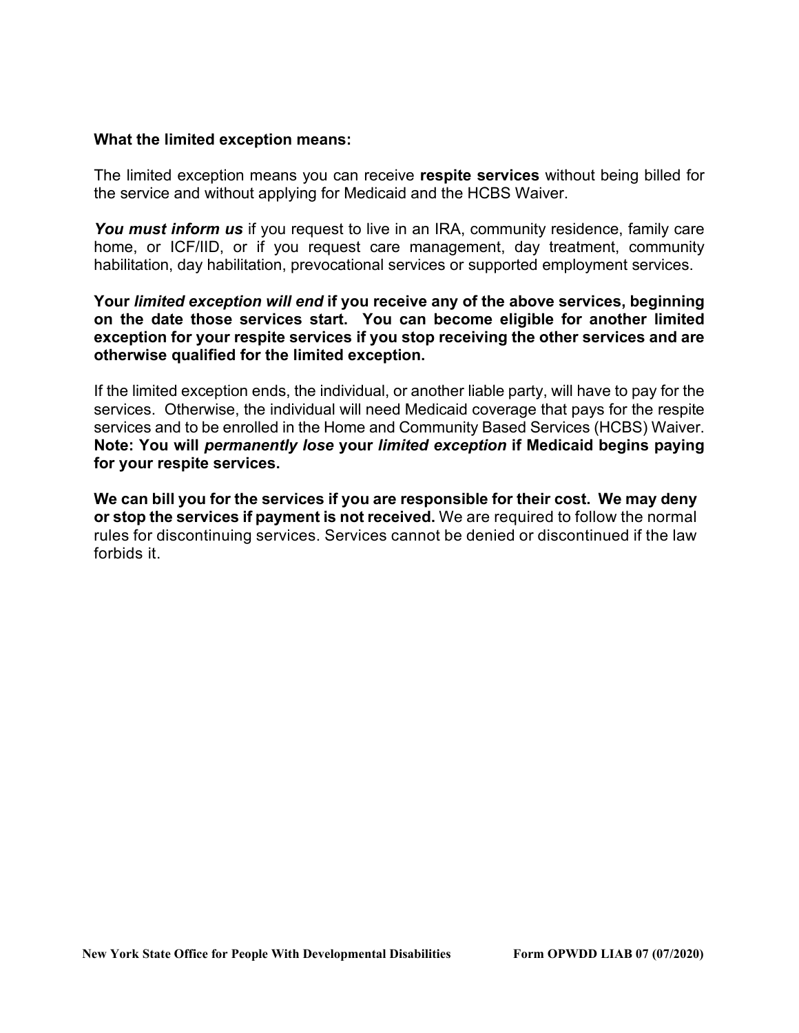**What the limited exception means:**

The limited exception means you can receive **respite services** without being billed for the service and without applying for Medicaid and the HCBS Waiver.

***You must inform us*** if you request to live in an IRA, community residence, family care home, or ICF/IID, or if you request care management, day treatment, community habilitation, day habilitation, prevocational services or supported employment services.

**Your *limited exception will end* if you receive any of the above services, beginning on the date those services start. You can become eligible for another limited exception for your respite services if you stop receiving the other services and are otherwise qualified for the limited exception.**

If the limited exception ends, the individual, or another liable party, will have to pay for the services. Otherwise, the individual will need Medicaid coverage that pays for the respite services and to be enrolled in the Home and Community Based Services (HCBS) Waiver. **Note: You will *permanently lose* your *limited exception* if Medicaid begins paying for your respite services.**

**We can bill you for the services if you are responsible for their cost. We may deny or stop the services if payment is not received.** We are required to follow the normal rules for discontinuing services. Services cannot be denied or discontinued if the law forbids it.

New York State Office for People With Developmental Disabilities Form OPWDD LIAB 07 (07/2020)